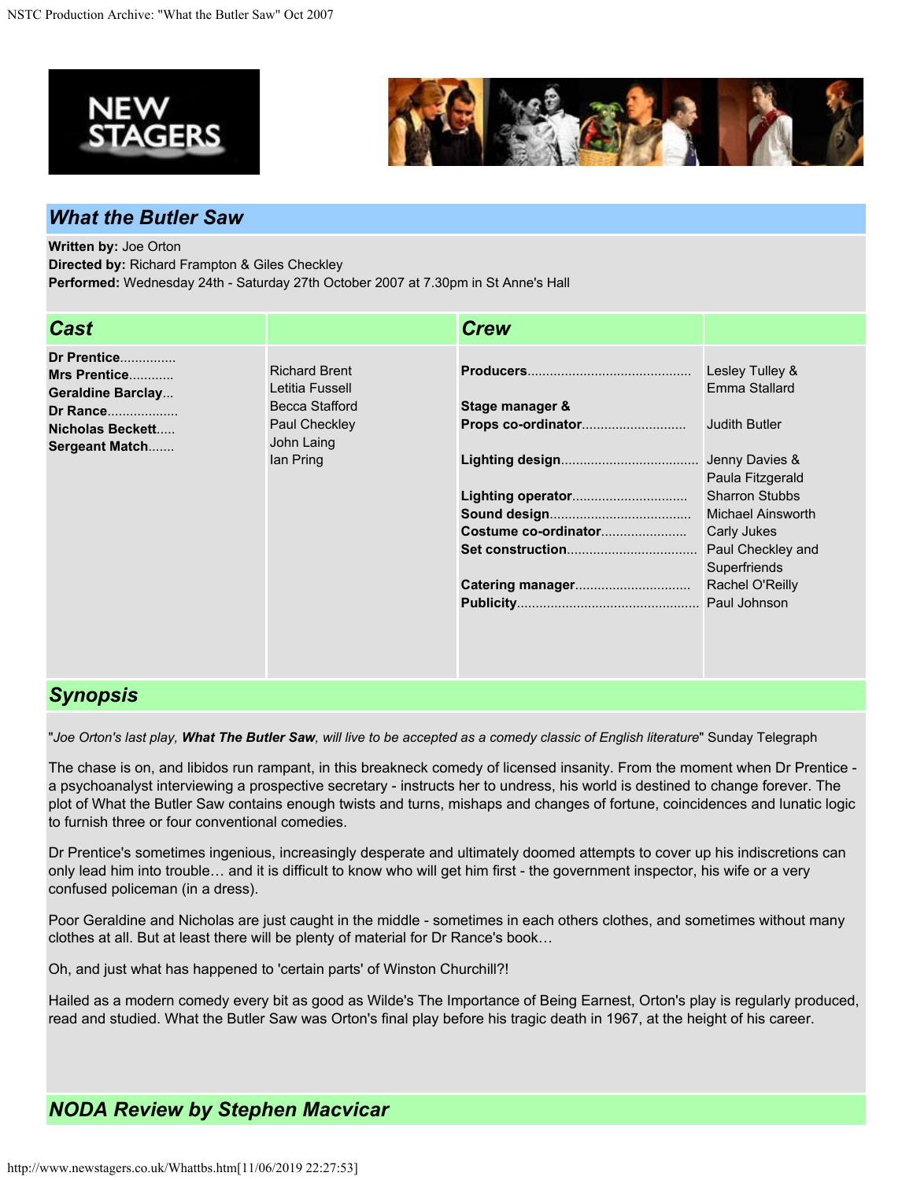## What the Butler Saw

**Written by:** Joe Orton
**Directed by:** Richard Frampton & Giles Checkley
**Performed:** Wednesday 24th - Saturday 27th October 2007 at 7.30pm in St Anne's Hall

| Cast | | Crew | |
|---|---|---|---|
| **Dr Prentice**............... | Richard Brent | **Producers**............................................ | Lesley Tulley & Emma Stallard |
| **Mrs Prentice**............ | Letitia Fussell | **Stage manager & Props co-ordinator**............................ | Judith Butler |
| **Geraldine Barclay**... | Becca Stafford | **Lighting design**..................................... | Jenny Davies & Paula Fitzgerald |
| **Dr Rance**.................. | Paul Checkley | **Lighting operator**............................... | Sharron Stubbs |
| **Nicholas Beckett**..... | John Laing | **Sound design**...................................... | Michael Ainsworth |
| **Sergeant Match**....... | Ian Pring | **Costume co-ordinator**....................... | Carly Jukes |
| | | **Set construction**.................................. | Paul Checkley and Superfriends |
| | | **Catering manager**............................... | Rachel O'Reilly |
| | | **Publicity**................................................. | Paul Johnson |

## Synopsis

"*Joe Orton's last play, **What The Butler Saw**, will live to be accepted as a comedy classic of English literature*" Sunday Telegraph

The chase is on, and libidos run rampant, in this breakneck comedy of licensed insanity. From the moment when Dr Prentice - a psychoanalyst interviewing a prospective secretary - instructs her to undress, his world is destined to change forever. The plot of What the Butler Saw contains enough twists and turns, mishaps and changes of fortune, coincidences and lunatic logic to furnish three or four conventional comedies.

Dr Prentice's sometimes ingenious, increasingly desperate and ultimately doomed attempts to cover up his indiscretions can only lead him into trouble… and it is difficult to know who will get him first - the government inspector, his wife or a very confused policeman (in a dress).

Poor Geraldine and Nicholas are just caught in the middle - sometimes in each others clothes, and sometimes without many clothes at all. But at least there will be plenty of material for Dr Rance's book…

Oh, and just what has happened to 'certain parts' of Winston Churchill?!

Hailed as a modern comedy every bit as good as Wilde's The Importance of Being Earnest, Orton's play is regularly produced, read and studied. What the Butler Saw was Orton's final play before his tragic death in 1967, at the height of his career.

## NODA Review by Stephen Macvicar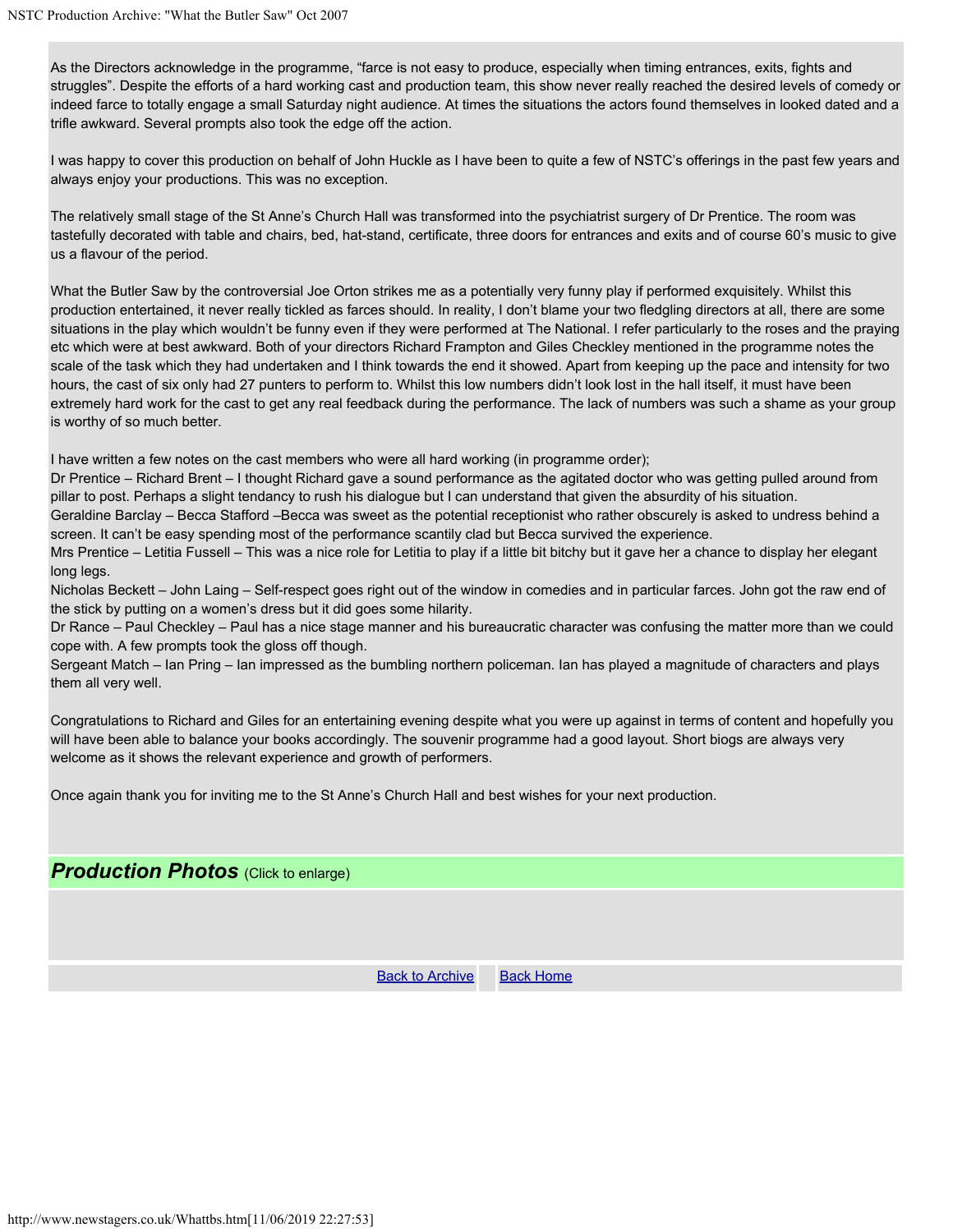As the Directors acknowledge in the programme, "farce is not easy to produce, especially when timing entrances, exits, fights and struggles". Despite the efforts of a hard working cast and production team, this show never really reached the desired levels of comedy or indeed farce to totally engage a small Saturday night audience. At times the situations the actors found themselves in looked dated and a trifle awkward. Several prompts also took the edge off the action.

I was happy to cover this production on behalf of John Huckle as I have been to quite a few of NSTC's offerings in the past few years and always enjoy your productions. This was no exception.

The relatively small stage of the St Anne's Church Hall was transformed into the psychiatrist surgery of Dr Prentice. The room was tastefully decorated with table and chairs, bed, hat-stand, certificate, three doors for entrances and exits and of course 60's music to give us a flavour of the period.

What the Butler Saw by the controversial Joe Orton strikes me as a potentially very funny play if performed exquisitely. Whilst this production entertained, it never really tickled as farces should. In reality, I don't blame your two fledgling directors at all, there are some situations in the play which wouldn't be funny even if they were performed at The National. I refer particularly to the roses and the praying etc which were at best awkward. Both of your directors Richard Frampton and Giles Checkley mentioned in the programme notes the scale of the task which they had undertaken and I think towards the end it showed. Apart from keeping up the pace and intensity for two hours, the cast of six only had 27 punters to perform to. Whilst this low numbers didn't look lost in the hall itself, it must have been extremely hard work for the cast to get any real feedback during the performance. The lack of numbers was such a shame as your group is worthy of so much better.

I have written a few notes on the cast members who were all hard working (in programme order);
Dr Prentice – Richard Brent – I thought Richard gave a sound performance as the agitated doctor who was getting pulled around from pillar to post. Perhaps a slight tendancy to rush his dialogue but I can understand that given the absurdity of his situation.
Geraldine Barclay – Becca Stafford –Becca was sweet as the potential receptionist who rather obscurely is asked to undress behind a screen. It can't be easy spending most of the performance scantily clad but Becca survived the experience.
Mrs Prentice – Letitia Fussell – This was a nice role for Letitia to play if a little bit bitchy but it gave her a chance to display her elegant long legs.
Nicholas Beckett – John Laing – Self-respect goes right out of the window in comedies and in particular farces. John got the raw end of the stick by putting on a women's dress but it did goes some hilarity.
Dr Rance – Paul Checkley – Paul has a nice stage manner and his bureaucratic character was confusing the matter more than we could cope with. A few prompts took the gloss off though.
Sergeant Match – Ian Pring – Ian impressed as the bumbling northern policeman. Ian has played a magnitude of characters and plays them all very well.

Congratulations to Richard and Giles for an entertaining evening despite what you were up against in terms of content and hopefully you will have been able to balance your books accordingly. The souvenir programme had a good layout. Short biogs are always very welcome as it shows the relevant experience and growth of performers.

Once again thank you for inviting me to the St Anne's Church Hall and best wishes for your next production.

## ***Production Photos*** (Click to enlarge)

Back to Archive | Back Home